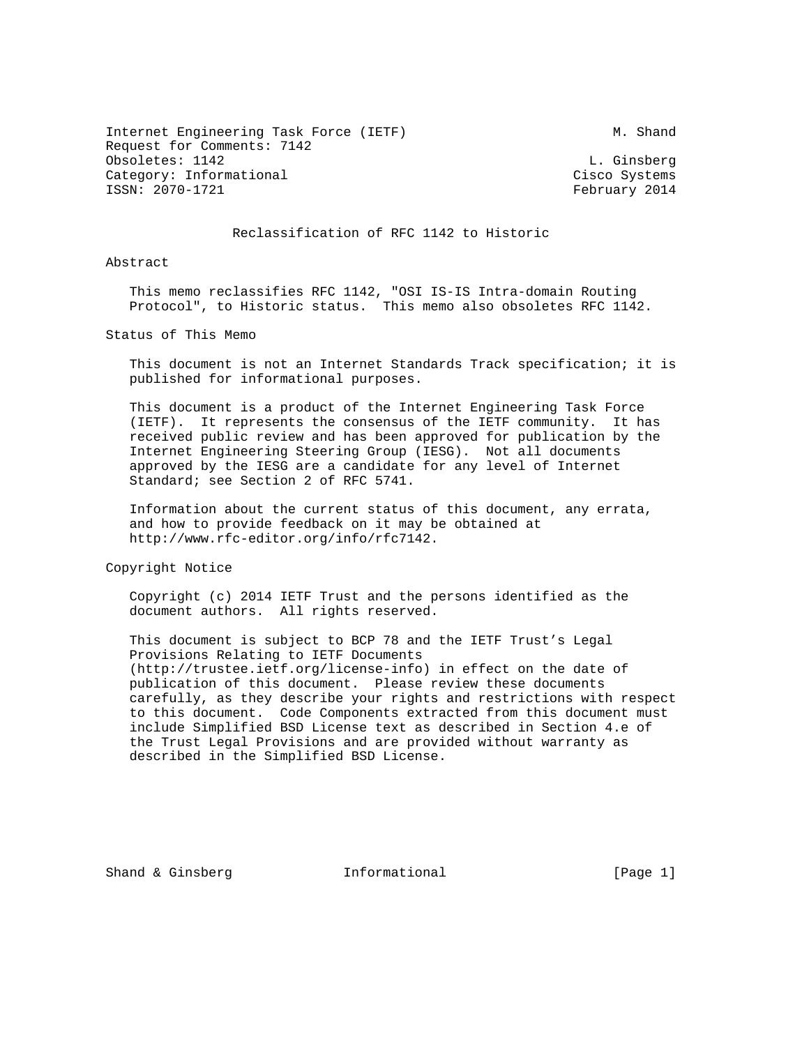Internet Engineering Task Force (IETF) M. Shand
Request for Comments: 7142
Obsoletes: 1142 L. Ginsberg
Category: Informational Cisco Systems
ISSN: 2070-1721 February 2014

# Reclassification of RFC 1142 to Historic

## Abstract

This memo reclassifies RFC 1142, "OSI IS-IS Intra-domain Routing Protocol", to Historic status. This memo also obsoletes RFC 1142.

## Status of This Memo

This document is not an Internet Standards Track specification; it is published for informational purposes.

This document is a product of the Internet Engineering Task Force (IETF). It represents the consensus of the IETF community. It has received public review and has been approved for publication by the Internet Engineering Steering Group (IESG). Not all documents approved by the IESG are a candidate for any level of Internet Standard; see Section 2 of RFC 5741.

Information about the current status of this document, any errata, and how to provide feedback on it may be obtained at http://www.rfc-editor.org/info/rfc7142.

## Copyright Notice

Copyright (c) 2014 IETF Trust and the persons identified as the document authors. All rights reserved.

This document is subject to BCP 78 and the IETF Trust's Legal Provisions Relating to IETF Documents (http://trustee.ietf.org/license-info) in effect on the date of publication of this document. Please review these documents carefully, as they describe your rights and restrictions with respect to this document. Code Components extracted from this document must include Simplified BSD License text as described in Section 4.e of the Trust Legal Provisions and are provided without warranty as described in the Simplified BSD License.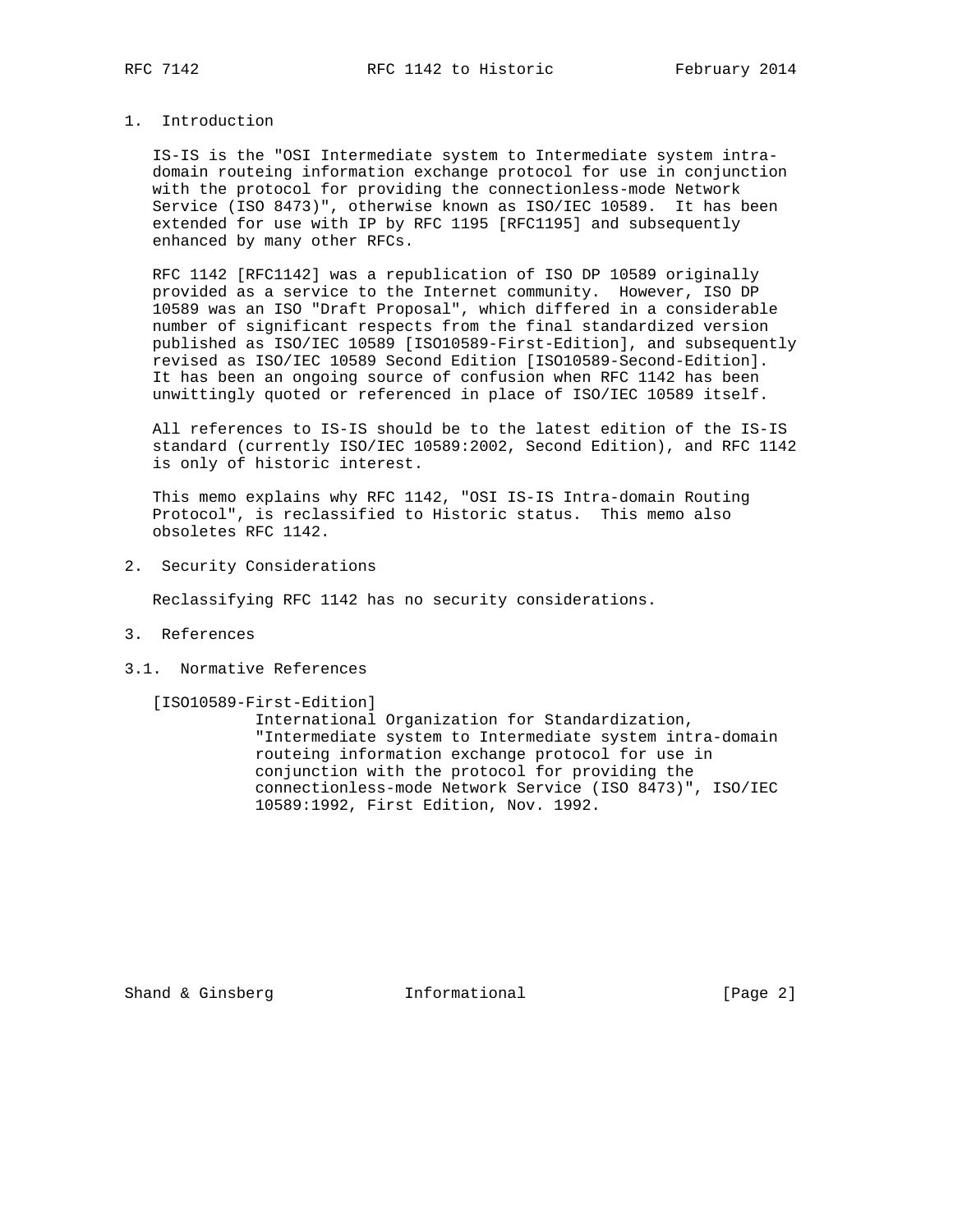## 1. Introduction

IS-IS is the "OSI Intermediate system to Intermediate system intra-domain routeing information exchange protocol for use in conjunction with the protocol for providing the connectionless-mode Network Service (ISO 8473)", otherwise known as ISO/IEC 10589. It has been extended for use with IP by RFC 1195 [RFC1195] and subsequently enhanced by many other RFCs.

RFC 1142 [RFC1142] was a republication of ISO DP 10589 originally provided as a service to the Internet community. However, ISO DP 10589 was an ISO "Draft Proposal", which differed in a considerable number of significant respects from the final standardized version published as ISO/IEC 10589 [ISO10589-First-Edition], and subsequently revised as ISO/IEC 10589 Second Edition [ISO10589-Second-Edition]. It has been an ongoing source of confusion when RFC 1142 has been unwittingly quoted or referenced in place of ISO/IEC 10589 itself.

All references to IS-IS should be to the latest edition of the IS-IS standard (currently ISO/IEC 10589:2002, Second Edition), and RFC 1142 is only of historic interest.

This memo explains why RFC 1142, "OSI IS-IS Intra-domain Routing Protocol", is reclassified to Historic status. This memo also obsoletes RFC 1142.

## 2. Security Considerations

Reclassifying RFC 1142 has no security considerations.

## 3. References

### 3.1. Normative References

[ISO10589-First-Edition]
International Organization for Standardization, "Intermediate system to Intermediate system intra-domain routeing information exchange protocol for use in conjunction with the protocol for providing the connectionless-mode Network Service (ISO 8473)", ISO/IEC 10589:1992, First Edition, Nov. 1992.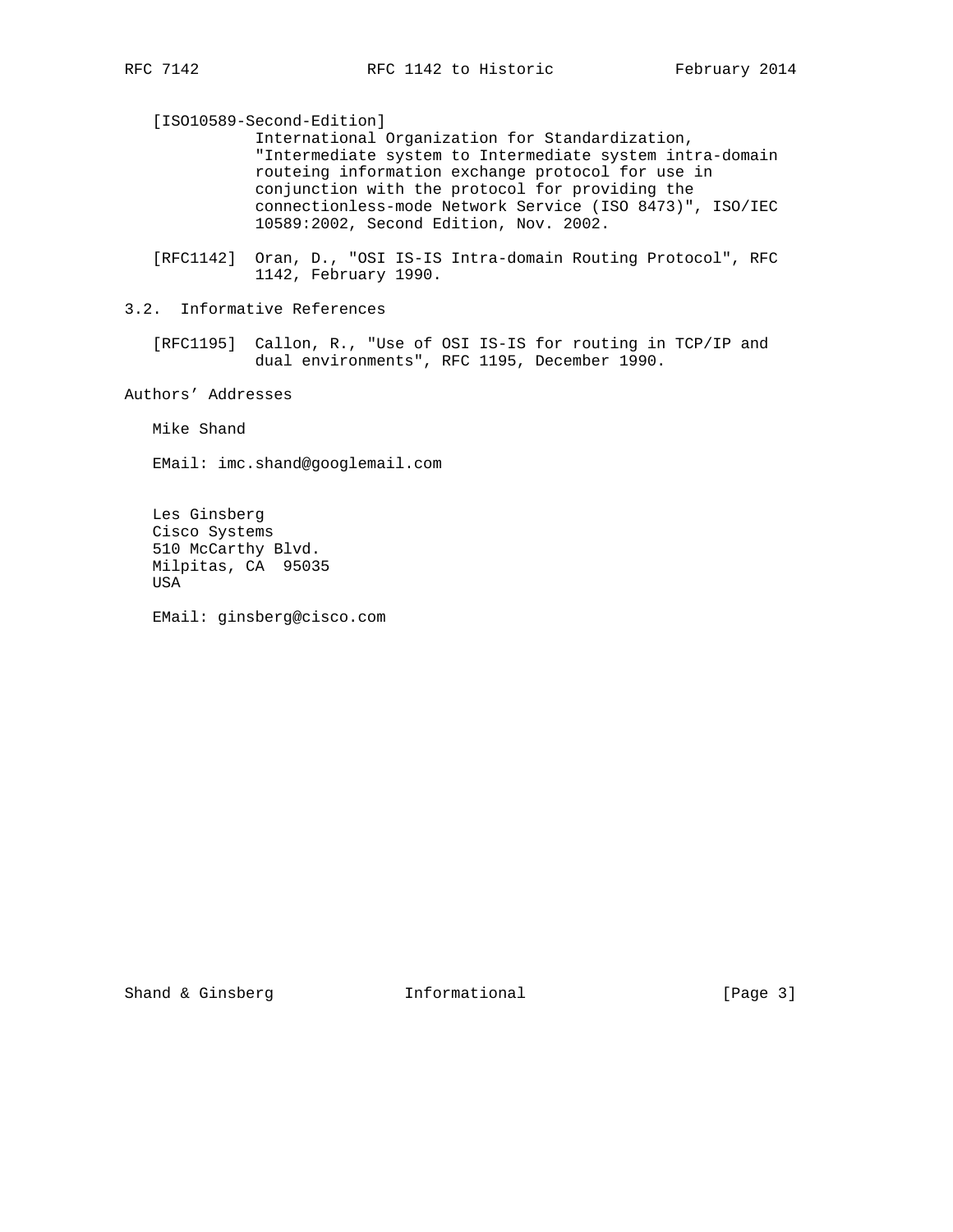[ISO10589-Second-Edition]
International Organization for Standardization, "Intermediate system to Intermediate system intra-domain routeing information exchange protocol for use in conjunction with the protocol for providing the connectionless-mode Network Service (ISO 8473)", ISO/IEC 10589:2002, Second Edition, Nov. 2002.

[RFC1142] Oran, D., "OSI IS-IS Intra-domain Routing Protocol", RFC 1142, February 1990.

### 3.2. Informative References

[RFC1195] Callon, R., "Use of OSI IS-IS for routing in TCP/IP and dual environments", RFC 1195, December 1990.

## Authors' Addresses

Mike Shand

EMail: imc.shand@googlemail.com

Les Ginsberg
Cisco Systems
510 McCarthy Blvd.
Milpitas, CA 95035
USA

EMail: ginsberg@cisco.com